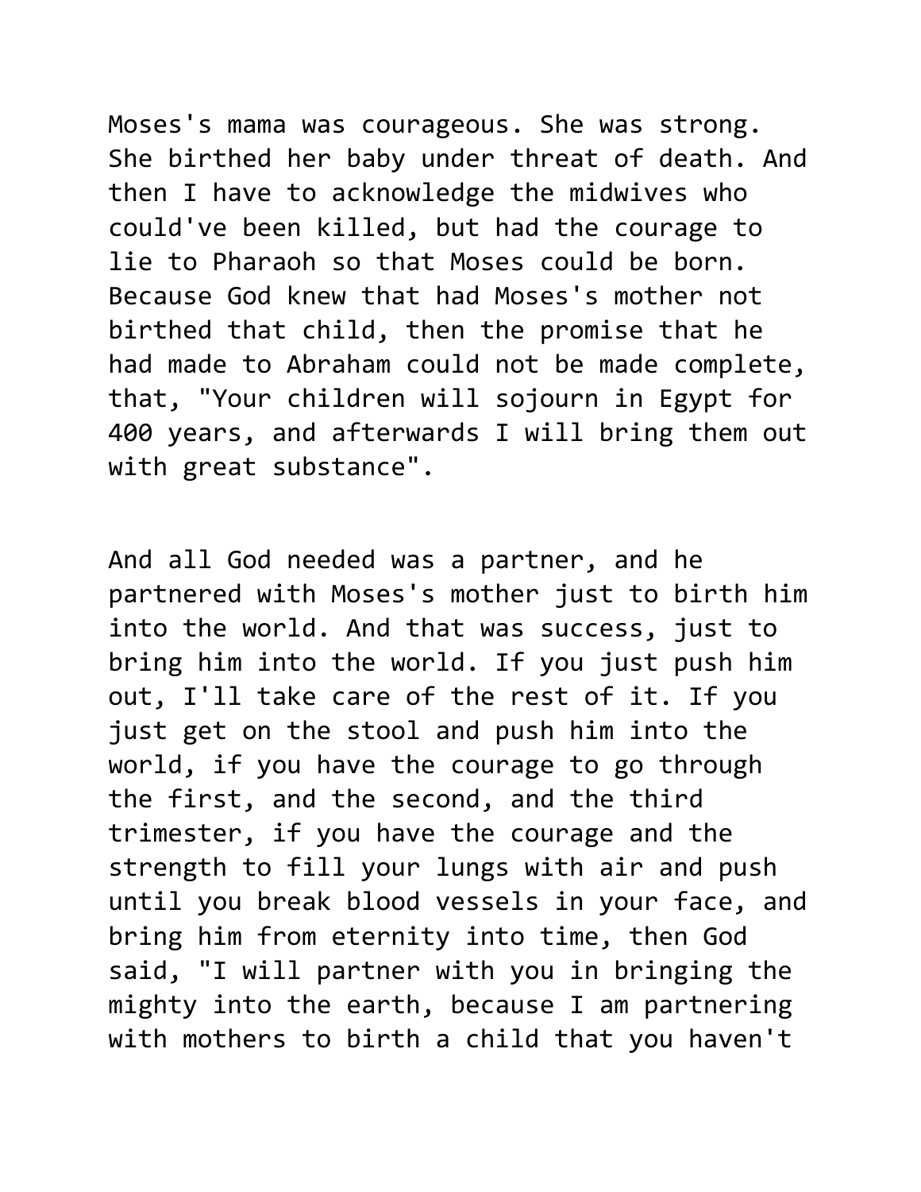Moses's mama was courageous. She was strong. She birthed her baby under threat of death. And then I have to acknowledge the midwives who could've been killed, but had the courage to lie to Pharaoh so that Moses could be born. Because God knew that had Moses's mother not birthed that child, then the promise that he had made to Abraham could not be made complete, that, "Your children will sojourn in Egypt for 400 years, and afterwards I will bring them out with great substance".

And all God needed was a partner, and he partnered with Moses's mother just to birth him into the world. And that was success, just to bring him into the world. If you just push him out, I'll take care of the rest of it. If you just get on the stool and push him into the world, if you have the courage to go through the first, and the second, and the third trimester, if you have the courage and the strength to fill your lungs with air and push until you break blood vessels in your face, and bring him from eternity into time, then God said, "I will partner with you in bringing the mighty into the earth, because I am partnering with mothers to birth a child that you haven't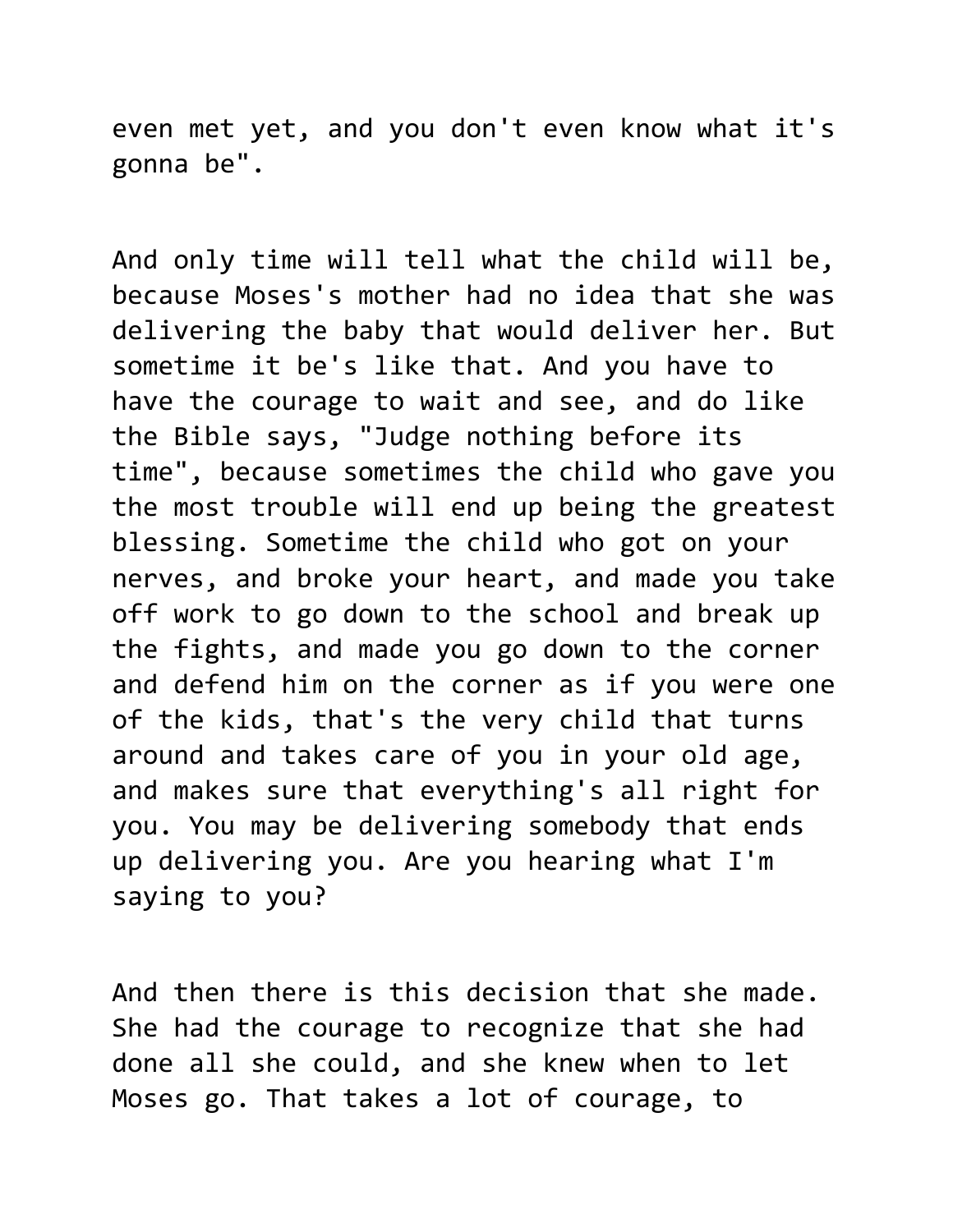even met yet, and you don't even know what it's gonna be".

And only time will tell what the child will be, because Moses's mother had no idea that she was delivering the baby that would deliver her. But sometime it be's like that. And you have to have the courage to wait and see, and do like the Bible says, "Judge nothing before its time", because sometimes the child who gave you the most trouble will end up being the greatest blessing. Sometime the child who got on your nerves, and broke your heart, and made you take off work to go down to the school and break up the fights, and made you go down to the corner and defend him on the corner as if you were one of the kids, that's the very child that turns around and takes care of you in your old age, and makes sure that everything's all right for you. You may be delivering somebody that ends up delivering you. Are you hearing what I'm saying to you?

And then there is this decision that she made. She had the courage to recognize that she had done all she could, and she knew when to let Moses go. That takes a lot of courage, to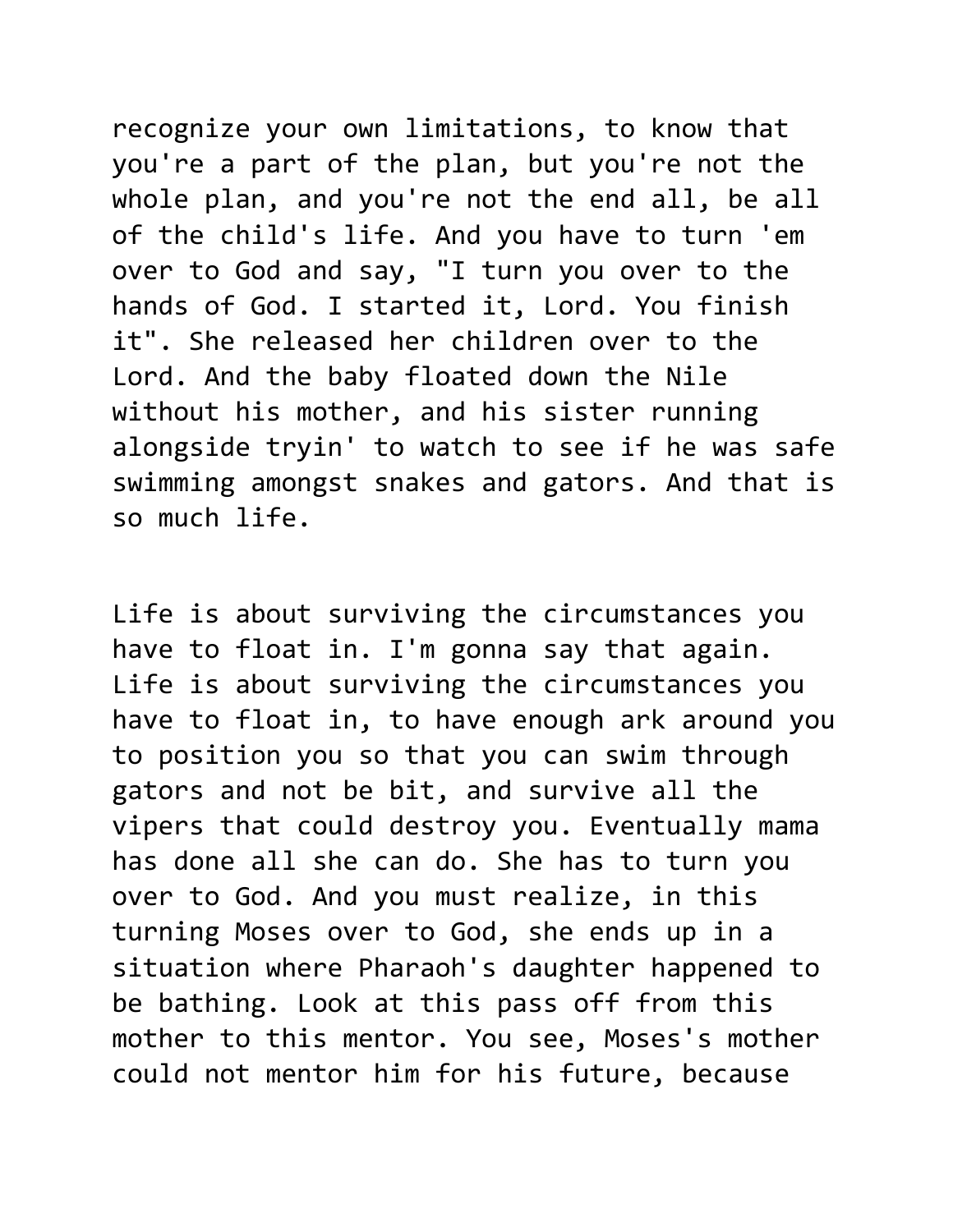recognize your own limitations, to know that you're a part of the plan, but you're not the whole plan, and you're not the end all, be all of the child's life. And you have to turn 'em over to God and say, "I turn you over to the hands of God. I started it, Lord. You finish it". She released her children over to the Lord. And the baby floated down the Nile without his mother, and his sister running alongside tryin' to watch to see if he was safe swimming amongst snakes and gators. And that is so much life.

Life is about surviving the circumstances you have to float in. I'm gonna say that again. Life is about surviving the circumstances you have to float in, to have enough ark around you to position you so that you can swim through gators and not be bit, and survive all the vipers that could destroy you. Eventually mama has done all she can do. She has to turn you over to God. And you must realize, in this turning Moses over to God, she ends up in a situation where Pharaoh's daughter happened to be bathing. Look at this pass off from this mother to this mentor. You see, Moses's mother could not mentor him for his future, because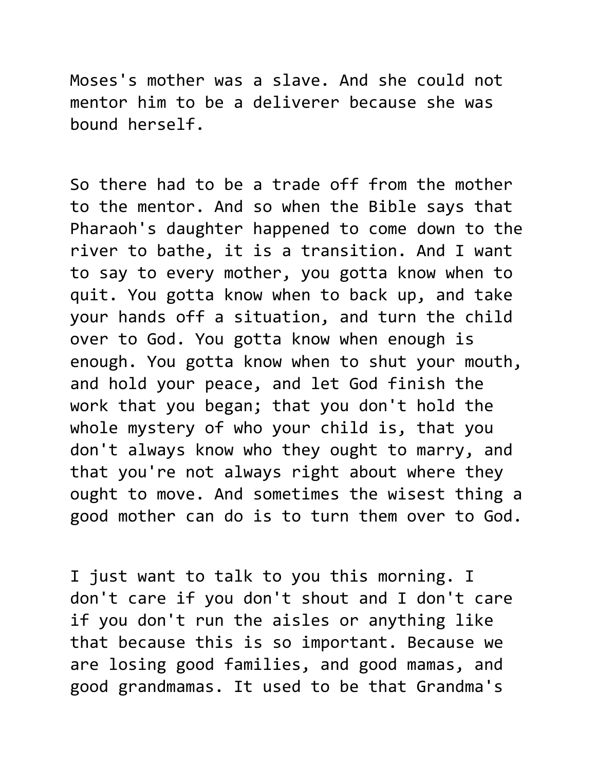Moses's mother was a slave. And she could not mentor him to be a deliverer because she was bound herself.

So there had to be a trade off from the mother to the mentor. And so when the Bible says that Pharaoh's daughter happened to come down to the river to bathe, it is a transition. And I want to say to every mother, you gotta know when to quit. You gotta know when to back up, and take your hands off a situation, and turn the child over to God. You gotta know when enough is enough. You gotta know when to shut your mouth, and hold your peace, and let God finish the work that you began; that you don't hold the whole mystery of who your child is, that you don't always know who they ought to marry, and that you're not always right about where they ought to move. And sometimes the wisest thing a good mother can do is to turn them over to God.

I just want to talk to you this morning. I don't care if you don't shout and I don't care if you don't run the aisles or anything like that because this is so important. Because we are losing good families, and good mamas, and good grandmamas. It used to be that Grandma's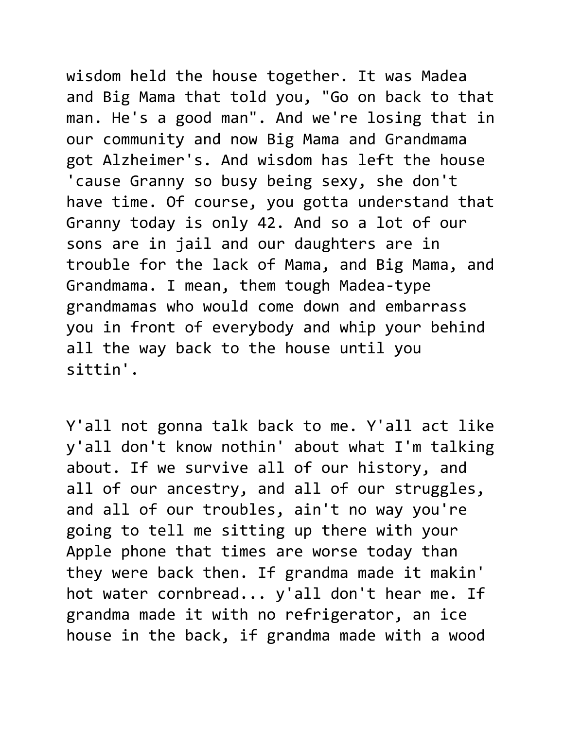wisdom held the house together. It was Madea and Big Mama that told you, "Go on back to that man. He's a good man". And we're losing that in our community and now Big Mama and Grandmama got Alzheimer's. And wisdom has left the house 'cause Granny so busy being sexy, she don't have time. Of course, you gotta understand that Granny today is only 42. And so a lot of our sons are in jail and our daughters are in trouble for the lack of Mama, and Big Mama, and Grandmama. I mean, them tough Madea-type grandmamas who would come down and embarrass you in front of everybody and whip your behind all the way back to the house until you sittin'.

Y'all not gonna talk back to me. Y'all act like y'all don't know nothin' about what I'm talking about. If we survive all of our history, and all of our ancestry, and all of our struggles, and all of our troubles, ain't no way you're going to tell me sitting up there with your Apple phone that times are worse today than they were back then. If grandma made it makin' hot water cornbread... y'all don't hear me. If grandma made it with no refrigerator, an ice house in the back, if grandma made with a wood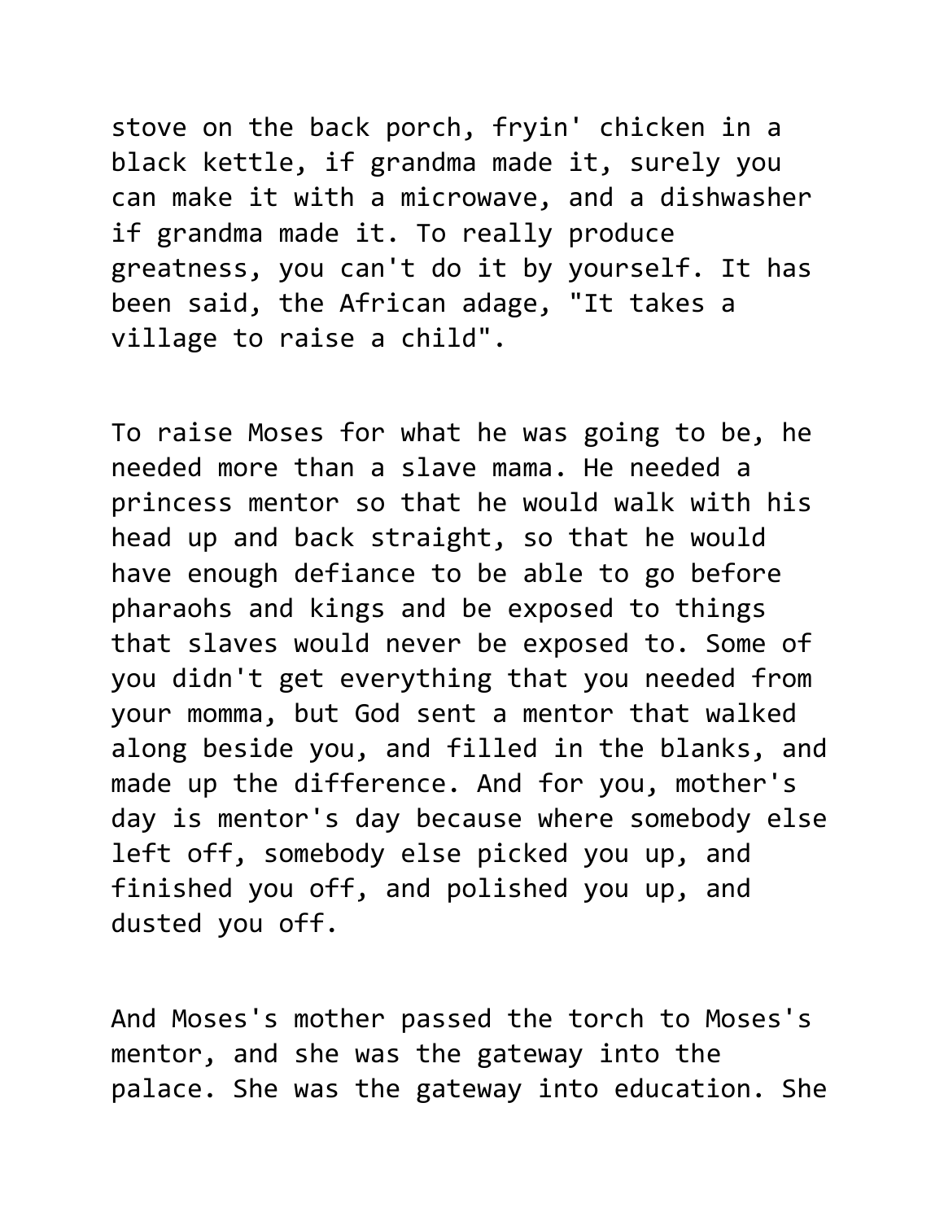stove on the back porch, fryin' chicken in a black kettle, if grandma made it, surely you can make it with a microwave, and a dishwasher if grandma made it. To really produce greatness, you can't do it by yourself. It has been said, the African adage, "It takes a village to raise a child".

To raise Moses for what he was going to be, he needed more than a slave mama. He needed a princess mentor so that he would walk with his head up and back straight, so that he would have enough defiance to be able to go before pharaohs and kings and be exposed to things that slaves would never be exposed to. Some of you didn't get everything that you needed from your momma, but God sent a mentor that walked along beside you, and filled in the blanks, and made up the difference. And for you, mother's day is mentor's day because where somebody else left off, somebody else picked you up, and finished you off, and polished you up, and dusted you off.

And Moses's mother passed the torch to Moses's mentor, and she was the gateway into the palace. She was the gateway into education. She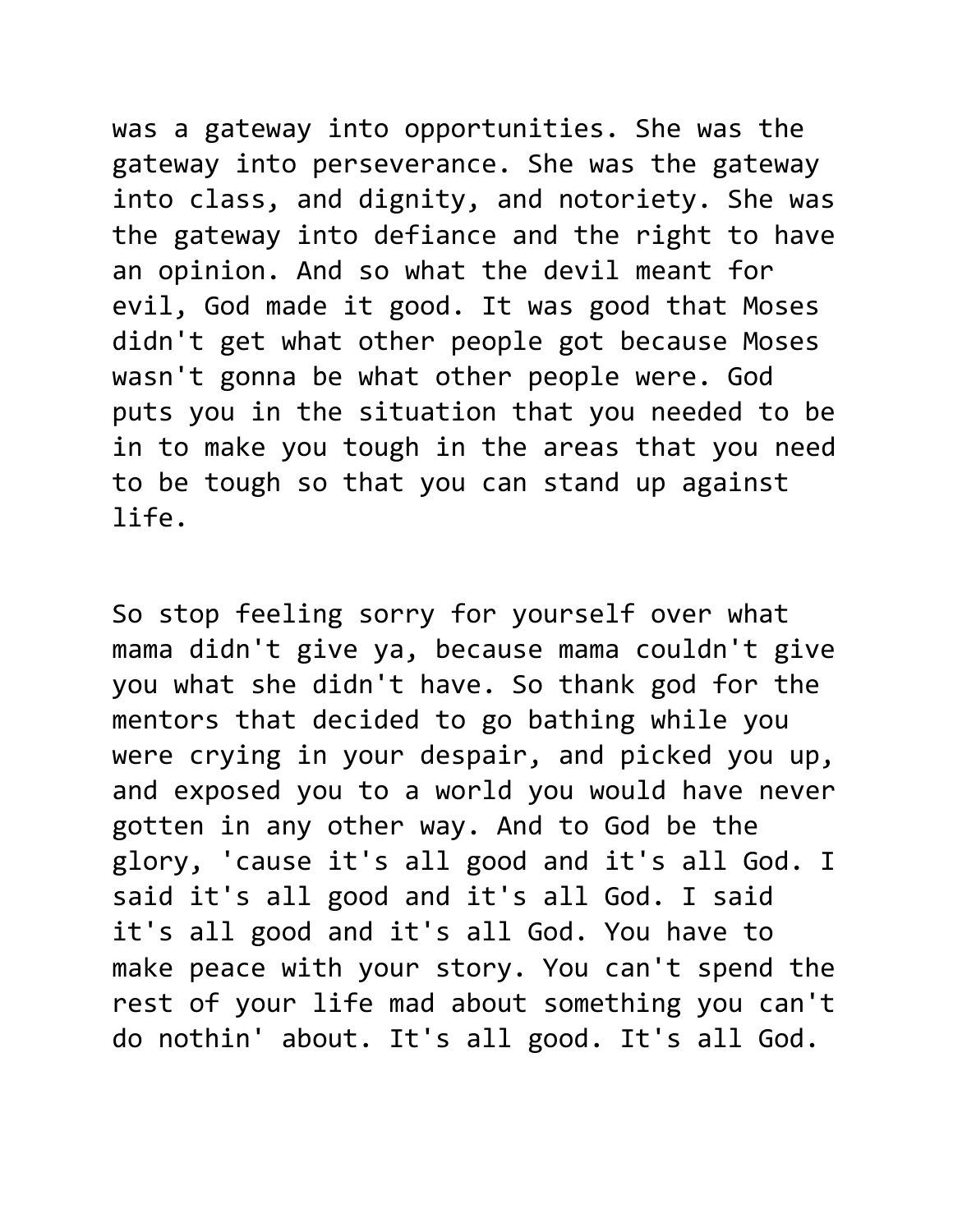was a gateway into opportunities. She was the gateway into perseverance. She was the gateway into class, and dignity, and notoriety. She was the gateway into defiance and the right to have an opinion. And so what the devil meant for evil, God made it good. It was good that Moses didn't get what other people got because Moses wasn't gonna be what other people were. God puts you in the situation that you needed to be in to make you tough in the areas that you need to be tough so that you can stand up against life.

So stop feeling sorry for yourself over what mama didn't give ya, because mama couldn't give you what she didn't have. So thank god for the mentors that decided to go bathing while you were crying in your despair, and picked you up, and exposed you to a world you would have never gotten in any other way. And to God be the glory, 'cause it's all good and it's all God. I said it's all good and it's all God. I said it's all good and it's all God. You have to make peace with your story. You can't spend the rest of your life mad about something you can't do nothin' about. It's all good. It's all God.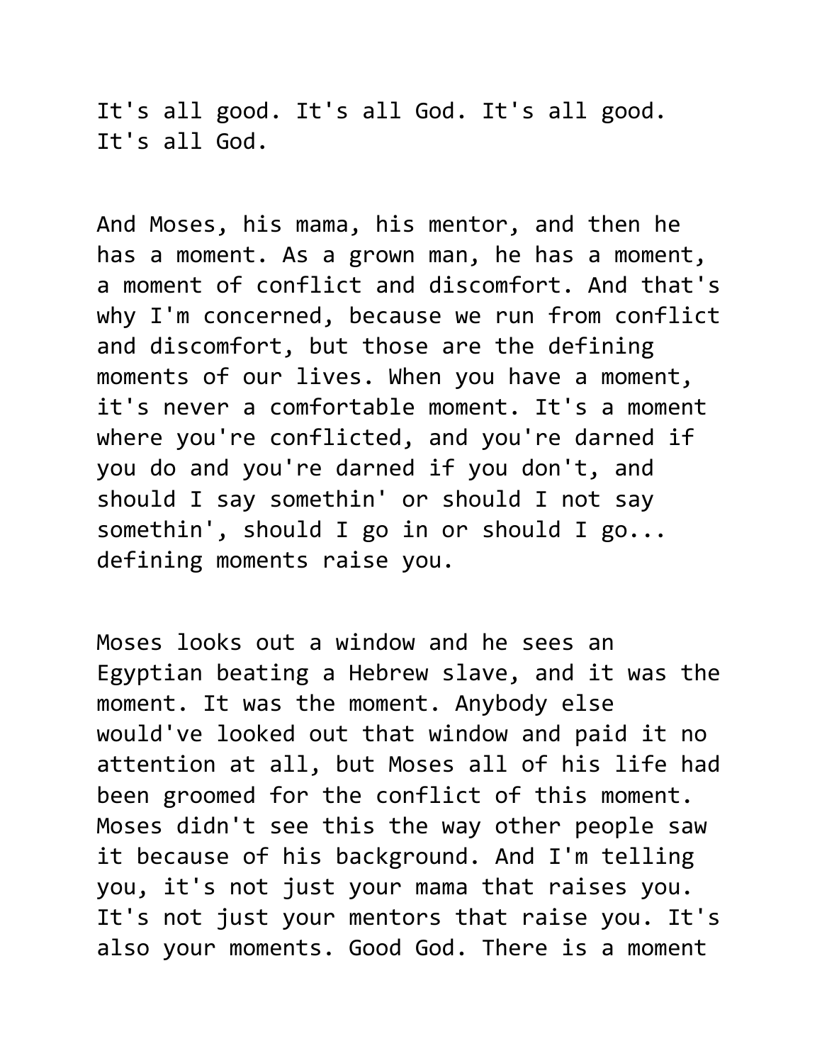It's all good. It's all God. It's all good. It's all God.

And Moses, his mama, his mentor, and then he has a moment. As a grown man, he has a moment, a moment of conflict and discomfort. And that's why I'm concerned, because we run from conflict and discomfort, but those are the defining moments of our lives. When you have a moment, it's never a comfortable moment. It's a moment where you're conflicted, and you're darned if you do and you're darned if you don't, and should I say somethin' or should I not say somethin', should I go in or should I go... defining moments raise you.

Moses looks out a window and he sees an Egyptian beating a Hebrew slave, and it was the moment. It was the moment. Anybody else would've looked out that window and paid it no attention at all, but Moses all of his life had been groomed for the conflict of this moment. Moses didn't see this the way other people saw it because of his background. And I'm telling you, it's not just your mama that raises you. It's not just your mentors that raise you. It's also your moments. Good God. There is a moment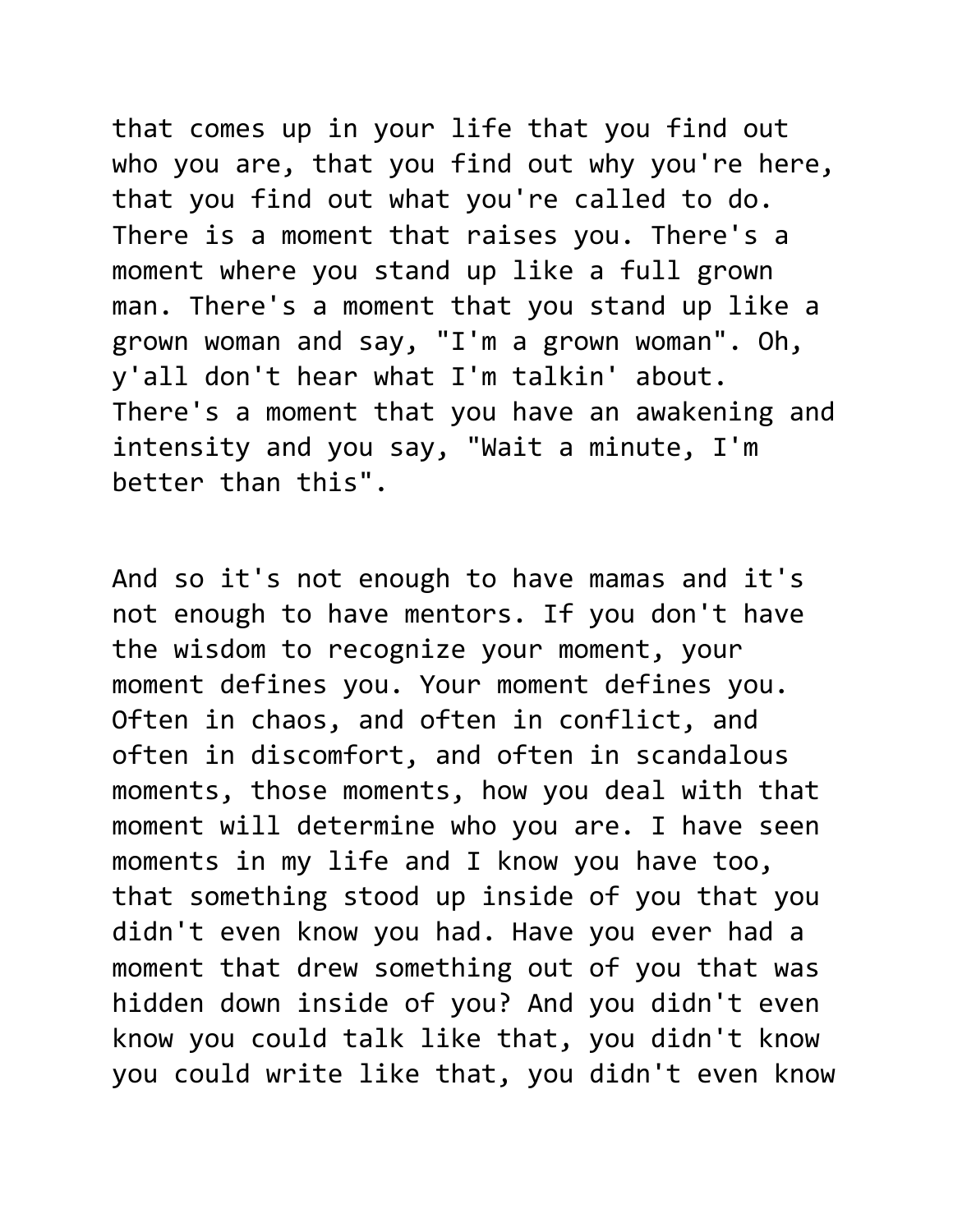that comes up in your life that you find out who you are, that you find out why you're here, that you find out what you're called to do. There is a moment that raises you. There's a moment where you stand up like a full grown man. There's a moment that you stand up like a grown woman and say, "I'm a grown woman". Oh, y'all don't hear what I'm talkin' about. There's a moment that you have an awakening and intensity and you say, "Wait a minute, I'm better than this".

And so it's not enough to have mamas and it's not enough to have mentors. If you don't have the wisdom to recognize your moment, your moment defines you. Your moment defines you. Often in chaos, and often in conflict, and often in discomfort, and often in scandalous moments, those moments, how you deal with that moment will determine who you are. I have seen moments in my life and I know you have too, that something stood up inside of you that you didn't even know you had. Have you ever had a moment that drew something out of you that was hidden down inside of you? And you didn't even know you could talk like that, you didn't know you could write like that, you didn't even know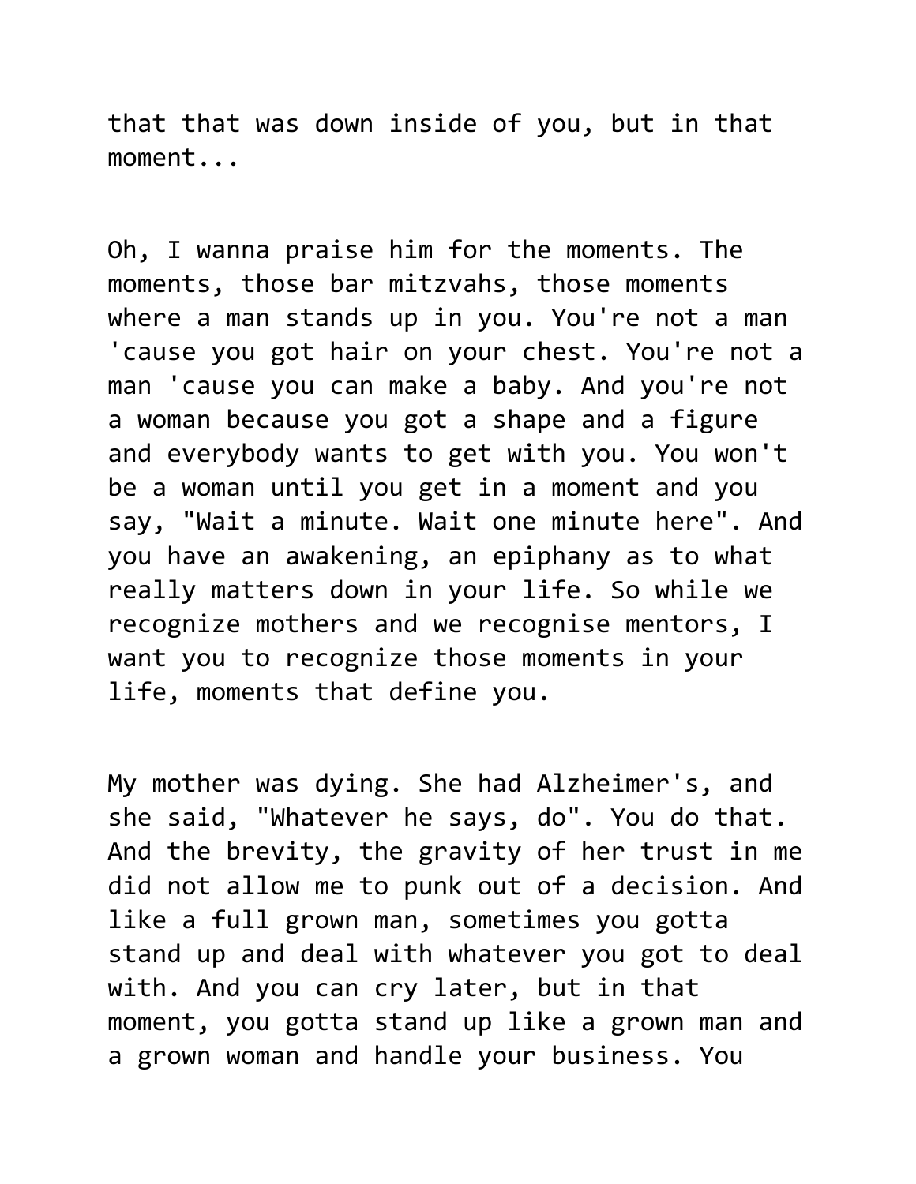that that was down inside of you, but in that moment...

Oh, I wanna praise him for the moments. The moments, those bar mitzvahs, those moments where a man stands up in you. You're not a man 'cause you got hair on your chest. You're not a man 'cause you can make a baby. And you're not a woman because you got a shape and a figure and everybody wants to get with you. You won't be a woman until you get in a moment and you say, "Wait a minute. Wait one minute here". And you have an awakening, an epiphany as to what really matters down in your life. So while we recognize mothers and we recognise mentors, I want you to recognize those moments in your life, moments that define you.

My mother was dying. She had Alzheimer's, and she said, "Whatever he says, do". You do that. And the brevity, the gravity of her trust in me did not allow me to punk out of a decision. And like a full grown man, sometimes you gotta stand up and deal with whatever you got to deal with. And you can cry later, but in that moment, you gotta stand up like a grown man and a grown woman and handle your business. You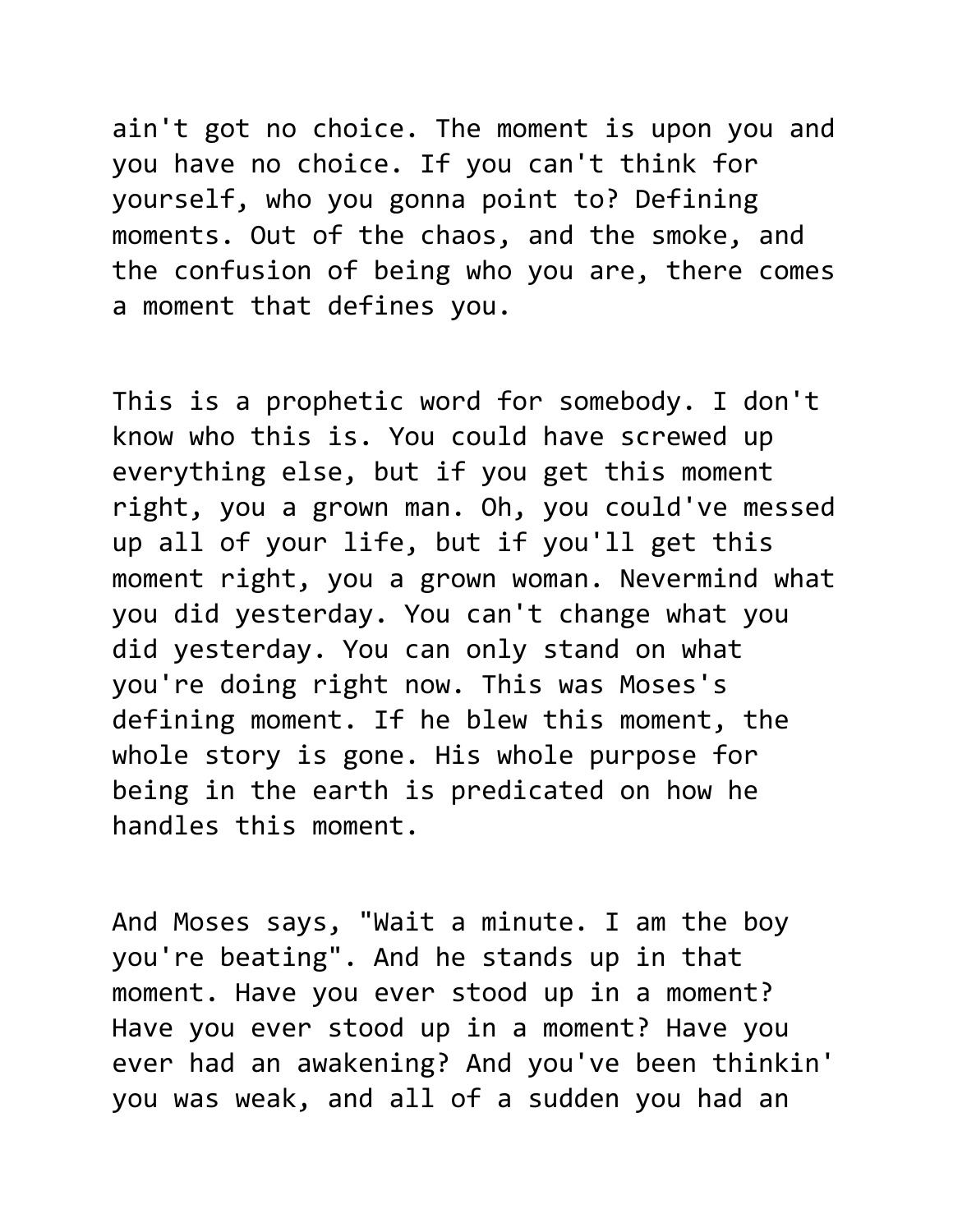ain't got no choice. The moment is upon you and you have no choice. If you can't think for yourself, who you gonna point to? Defining moments. Out of the chaos, and the smoke, and the confusion of being who you are, there comes a moment that defines you.

This is a prophetic word for somebody. I don't know who this is. You could have screwed up everything else, but if you get this moment right, you a grown man. Oh, you could've messed up all of your life, but if you'll get this moment right, you a grown woman. Nevermind what you did yesterday. You can't change what you did yesterday. You can only stand on what you're doing right now. This was Moses's defining moment. If he blew this moment, the whole story is gone. His whole purpose for being in the earth is predicated on how he handles this moment.

And Moses says, "Wait a minute. I am the boy you're beating". And he stands up in that moment. Have you ever stood up in a moment? Have you ever stood up in a moment? Have you ever had an awakening? And you've been thinkin' you was weak, and all of a sudden you had an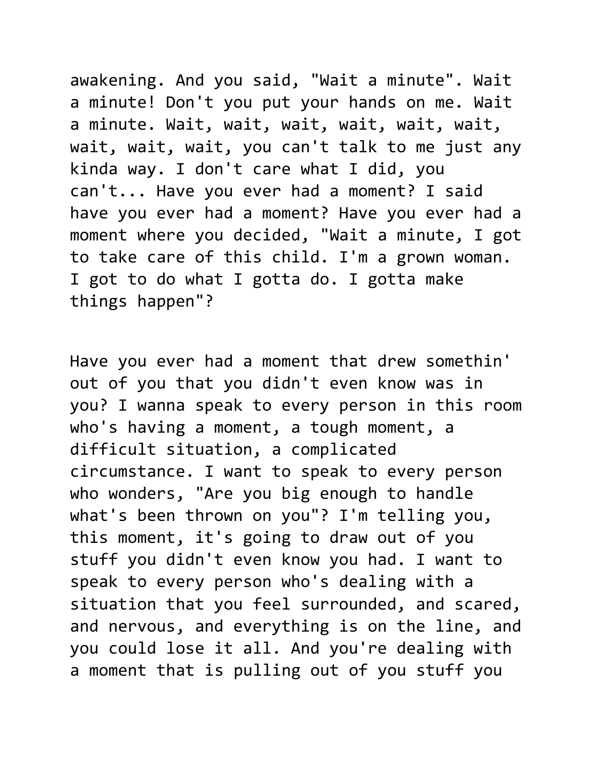awakening. And you said, "Wait a minute". Wait a minute! Don't you put your hands on me. Wait a minute. Wait, wait, wait, wait, wait, wait, wait, wait, wait, you can't talk to me just any kinda way. I don't care what I did, you can't... Have you ever had a moment? I said have you ever had a moment? Have you ever had a moment where you decided, "Wait a minute, I got to take care of this child. I'm a grown woman. I got to do what I gotta do. I gotta make things happen"?

Have you ever had a moment that drew somethin' out of you that you didn't even know was in you? I wanna speak to every person in this room who's having a moment, a tough moment, a difficult situation, a complicated circumstance. I want to speak to every person who wonders, "Are you big enough to handle what's been thrown on you"? I'm telling you, this moment, it's going to draw out of you stuff you didn't even know you had. I want to speak to every person who's dealing with a situation that you feel surrounded, and scared, and nervous, and everything is on the line, and you could lose it all. And you're dealing with a moment that is pulling out of you stuff you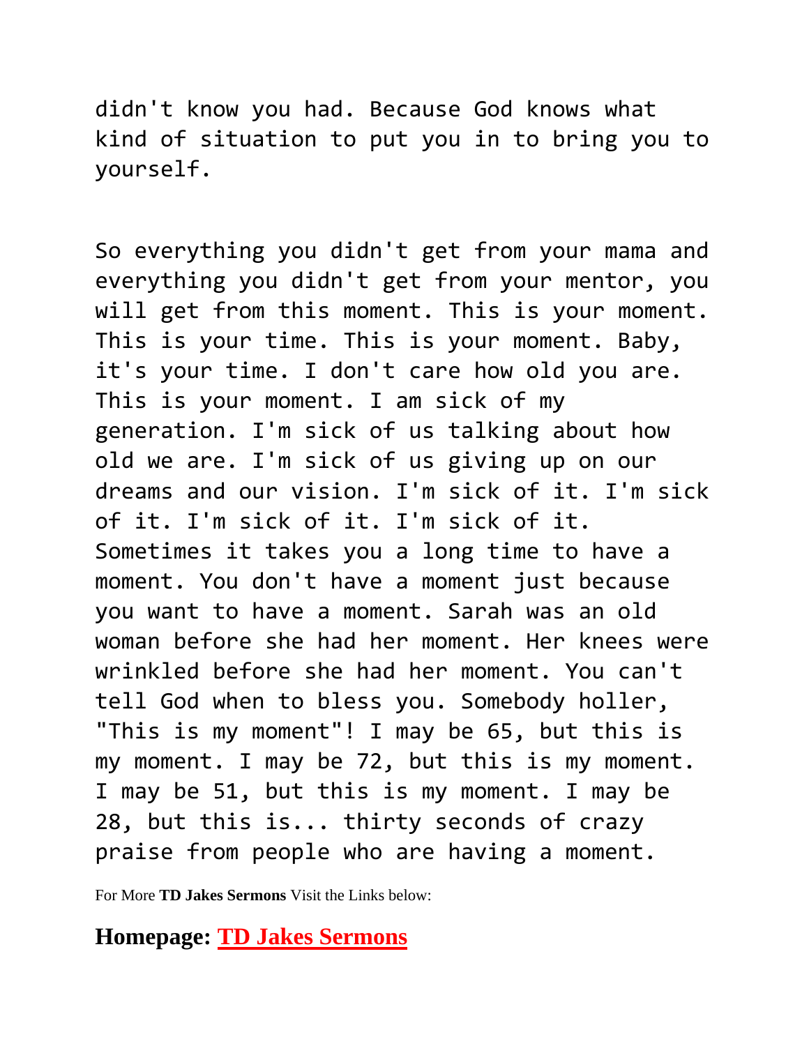didn't know you had. Because God knows what kind of situation to put you in to bring you to yourself.

So everything you didn't get from your mama and everything you didn't get from your mentor, you will get from this moment. This is your moment. This is your time. This is your moment. Baby, it's your time. I don't care how old you are. This is your moment. I am sick of my generation. I'm sick of us talking about how old we are. I'm sick of us giving up on our dreams and our vision. I'm sick of it. I'm sick of it. I'm sick of it. I'm sick of it. Sometimes it takes you a long time to have a moment. You don't have a moment just because you want to have a moment. Sarah was an old woman before she had her moment. Her knees were wrinkled before she had her moment. You can't tell God when to bless you. Somebody holler, "This is my moment"! I may be 65, but this is my moment. I may be 72, but this is my moment. I may be 51, but this is my moment. I may be 28, but this is... thirty seconds of crazy praise from people who are having a moment.

For More **TD Jakes Sermons** Visit the Links below:

**Homepage: TD Jakes Sermons**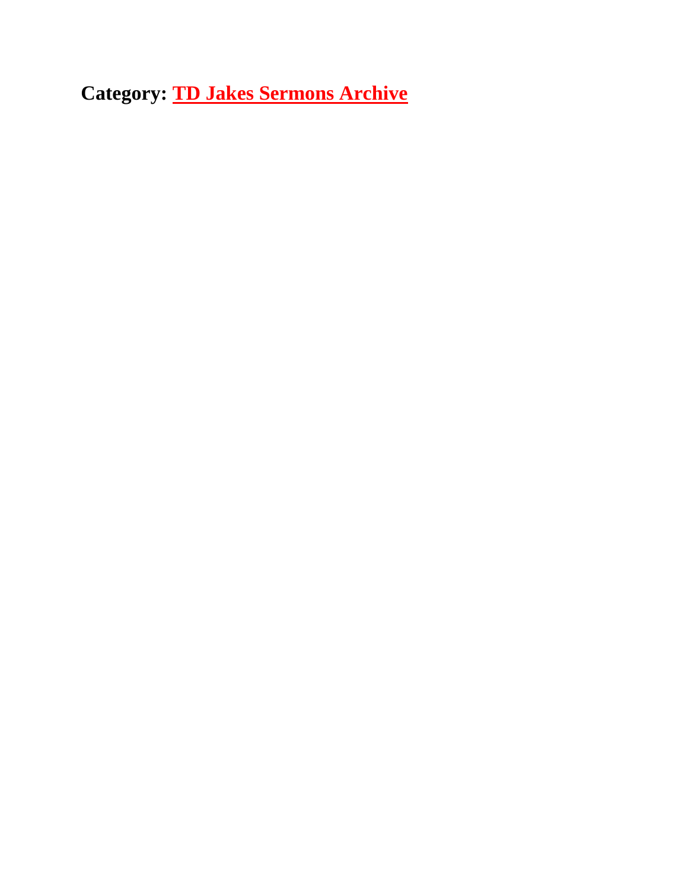**Category: TD Jakes Sermons Archive**